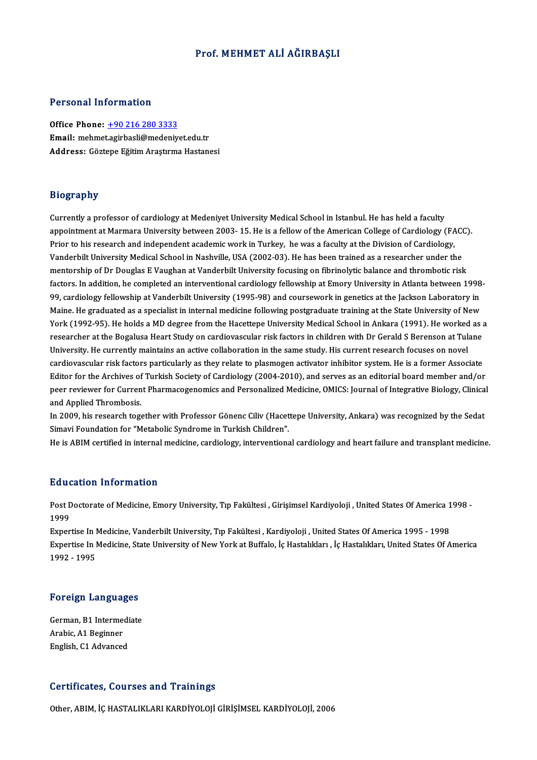# Prof. MEHMET ALİ AĞIRBAŞLI

## Personal Information

**Office Phone:** +90 216 280 3333
**Email:** mehmet.agirbasli@medeniyet.edu.tr
**Address:** Göztepe Eğitim Araştırma Hastanesi

## Biography

Currently a professor of cardiology at Medeniyet University Medical School in Istanbul. He has held a faculty appointment at Marmara University between 2003- 15. He is a fellow of the American College of Cardiology (FACC). Prior to his research and independent academic work in Turkey, he was a faculty at the Division of Cardiology, Vanderbilt University Medical School in Nashville, USA (2002-03). He has been trained as a researcher under the mentorship of Dr Douglas E Vaughan at Vanderbilt University focusing on fibrinolytic balance and thrombotic risk factors. In addition, he completed an interventional cardiology fellowship at Emory University in Atlanta between 1998-99, cardiology fellowship at Vanderbilt University (1995-98) and coursework in genetics at the Jackson Laboratory in Maine. He graduated as a specialist in internal medicine following postgraduate training at the State University of New York (1992-95). He holds a MD degree from the Hacettepe University Medical School in Ankara (1991). He worked as a researcher at the Bogalusa Heart Study on cardiovascular risk factors in children with Dr Gerald S Berenson at Tulane University. He currently maintains an active collaboration in the same study. His current research focuses on novel cardiovascular risk factors particularly as they relate to plasmogen activator inhibitor system. He is a former Associate Editor for the Archives of Turkish Society of Cardiology (2004-2010), and serves as an editorial board member and/or peer reviewer for Current Pharmacogenomics and Personalized Medicine, OMICS: Journal of Integrative Biology, Clinical and Applied Thrombosis.

In 2009, his research together with Professor Gönenc Ciliv (Hacettepe University, Ankara) was recognized by the Sedat Simavi Foundation for "Metabolic Syndrome in Turkish Children".

He is ABIM certified in internal medicine, cardiology, interventional cardiology and heart failure and transplant medicine.

## Education Information

Post Doctorate of Medicine, Emory University, Tıp Fakültesi , Girişimsel Kardiyoloji , United States Of America 1998 - 1999

Expertise In Medicine, Vanderbilt University, Tıp Fakültesi , Kardiyoloji , United States Of America 1995 - 1998

Expertise In Medicine, State University of New York at Buffalo, İç Hastalıkları , İç Hastalıkları, United States Of America 1992 - 1995

## Foreign Languages

German, B1 Intermediate
Arabic, A1 Beginner
English, C1 Advanced

## Certificates, Courses and Trainings

Other, ABIM, İÇ HASTALIKLARI KARDİYOLOJİ GİRİŞİMSEL KARDİYOLOJİ, 2006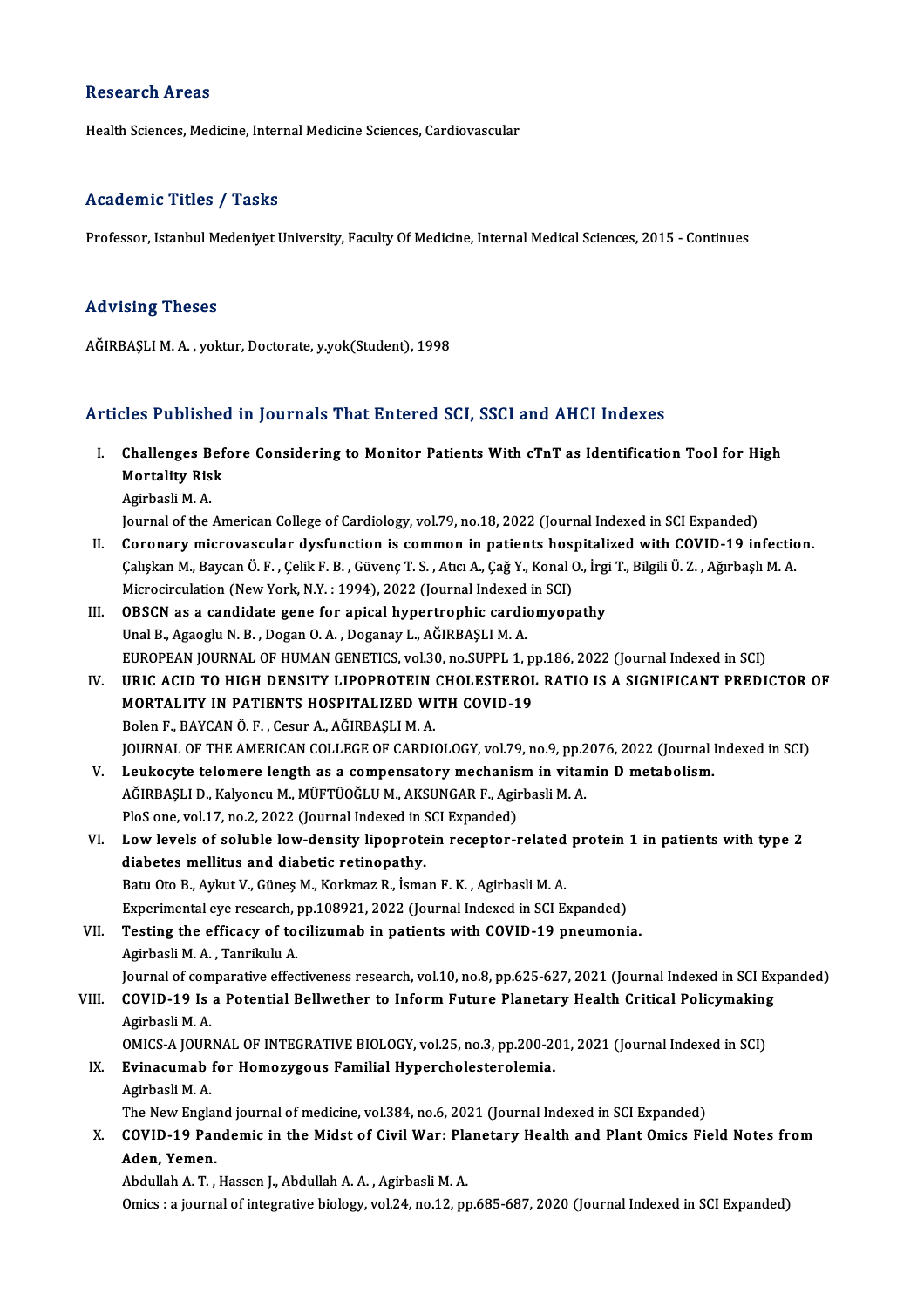## Research Areas

Health Sciences, Medicine, Internal Medicine Sciences, Cardiovascular

## Academic Titles / Tasks

Professor, Istanbul Medeniyet University, Faculty Of Medicine, Internal Medical Sciences, 2015 - Continues

## Advising Theses

AĞIRBAŞLI M. A. , yoktur, Doctorate, y.yok(Student), 1998

## Articles Published in Journals That Entered SCI, SSCI and AHCI Indexes

I. **Challenges Before Considering to Monitor Patients With cTnT as Identification Tool for High Mortality Risk**
Agirbasli M. A.
Journal of the American College of Cardiology, vol.79, no.18, 2022 (Journal Indexed in SCI Expanded)

II. **Coronary microvascular dysfunction is common in patients hospitalized with COVID-19 infection.**
Çalışkan M., Baycan Ö. F. , Çelik F. B. , Güvenç T. S. , Atıcı A., Çağ Y., Konal O., İrgi T., Bilgili Ü. Z. , Ağırbaşlı M. A.
Microcirculation (New York, N.Y. : 1994), 2022 (Journal Indexed in SCI)

III. **OBSCN as a candidate gene for apical hypertrophic cardiomyopathy**
Unal B., Agaoglu N. B. , Dogan O. A. , Doganay L., AĞIRBAŞLI M. A.
EUROPEAN JOURNAL OF HUMAN GENETICS, vol.30, no.SUPPL 1, pp.186, 2022 (Journal Indexed in SCI)

IV. **URIC ACID TO HIGH DENSITY LIPOPROTEIN CHOLESTEROL RATIO IS A SIGNIFICANT PREDICTOR OF MORTALITY IN PATIENTS HOSPITALIZED WITH COVID-19**
Bolen F., BAYCAN Ö. F. , Cesur A., AĞIRBAŞLI M. A.
JOURNAL OF THE AMERICAN COLLEGE OF CARDIOLOGY, vol.79, no.9, pp.2076, 2022 (Journal Indexed in SCI)

V. **Leukocyte telomere length as a compensatory mechanism in vitamin D metabolism.**
AĞIRBAŞLI D., Kalyoncu M., MÜFTÜOĞLU M., AKSUNGAR F., Agirbasli M. A.
PloS one, vol.17, no.2, 2022 (Journal Indexed in SCI Expanded)

VI. **Low levels of soluble low-density lipoprotein receptor-related protein 1 in patients with type 2 diabetes mellitus and diabetic retinopathy.**
Batu Oto B., Aykut V., Güneş M., Korkmaz R., İsman F. K. , Agirbasli M. A.
Experimental eye research, pp.108921, 2022 (Journal Indexed in SCI Expanded)

VII. **Testing the efficacy of tocilizumab in patients with COVID-19 pneumonia.**
Agirbasli M. A. , Tanrikulu A.
Journal of comparative effectiveness research, vol.10, no.8, pp.625-627, 2021 (Journal Indexed in SCI Expanded)

VIII. **COVID-19 Is a Potential Bellwether to Inform Future Planetary Health Critical Policymaking**
Agirbasli M. A.
OMICS-A JOURNAL OF INTEGRATIVE BIOLOGY, vol.25, no.3, pp.200-201, 2021 (Journal Indexed in SCI)

IX. **Evinacumab for Homozygous Familial Hypercholesterolemia.**
Agirbasli M. A.
The New England journal of medicine, vol.384, no.6, 2021 (Journal Indexed in SCI Expanded)

X. **COVID-19 Pandemic in the Midst of Civil War: Planetary Health and Plant Omics Field Notes from Aden, Yemen.**
Abdullah A. T. , Hassen J., Abdullah A. A. , Agirbasli M. A.
Omics : a journal of integrative biology, vol.24, no.12, pp.685-687, 2020 (Journal Indexed in SCI Expanded)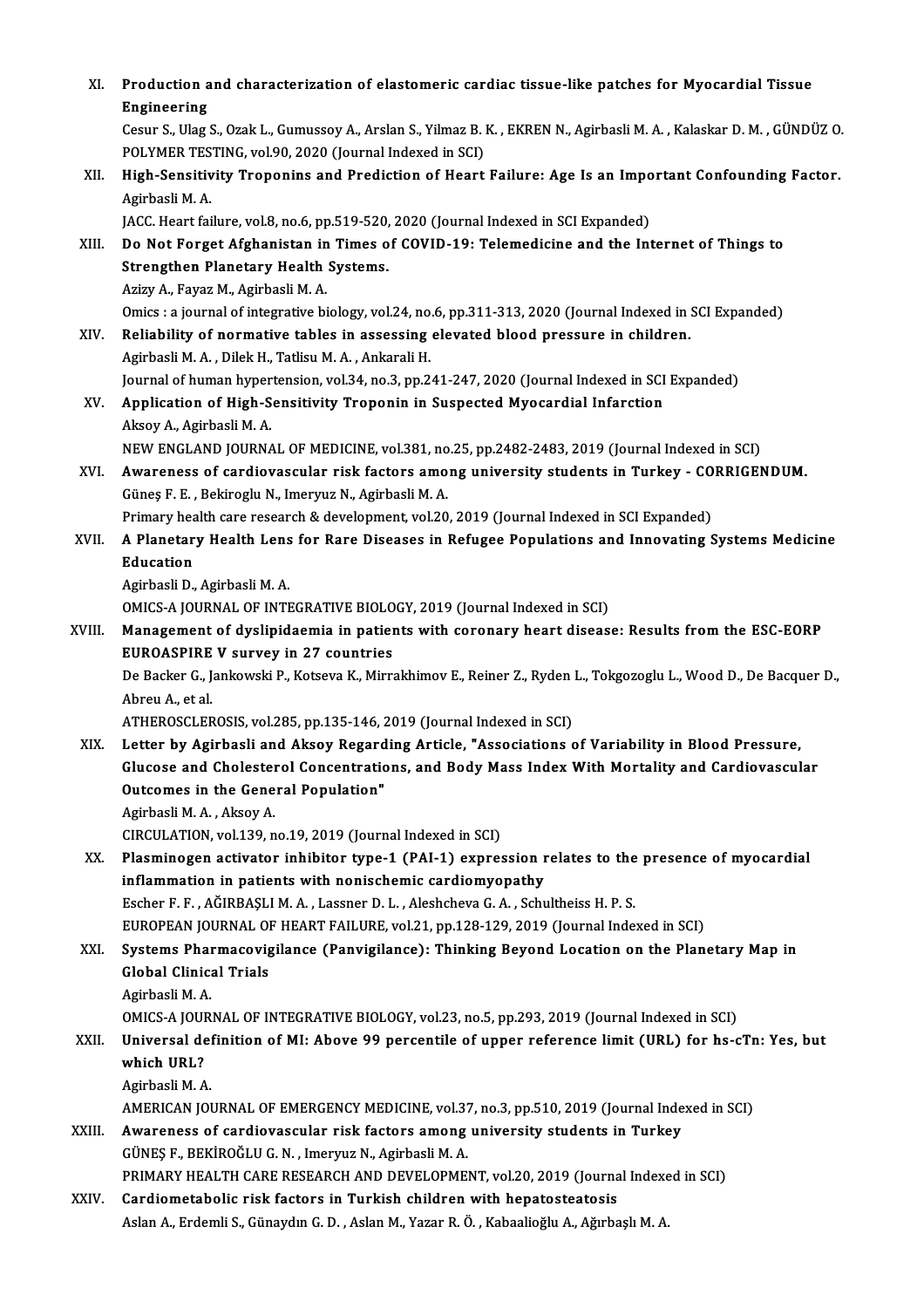XI. **Production and characterization of elastomeric cardiac tissue-like patches for Myocardial Tissue Engineering**
Cesur S., Ulag S., Ozak L., Gumussoy A., Arslan S., Yilmaz B. K. , EKREN N., Agirbasli M. A. , Kalaskar D. M. , GÜNDÜZ O.
POLYMER TESTING, vol.90, 2020 (Journal Indexed in SCI)

XII. **High-Sensitivity Troponins and Prediction of Heart Failure: Age Is an Important Confounding Factor.**
Agirbasli M. A.
JACC. Heart failure, vol.8, no.6, pp.519-520, 2020 (Journal Indexed in SCI Expanded)

XIII. **Do Not Forget Afghanistan in Times of COVID-19: Telemedicine and the Internet of Things to Strengthen Planetary Health Systems.**
Azizy A., Fayaz M., Agirbasli M. A.
Omics : a journal of integrative biology, vol.24, no.6, pp.311-313, 2020 (Journal Indexed in SCI Expanded)

XIV. **Reliability of normative tables in assessing elevated blood pressure in children.**
Agirbasli M. A. , Dilek H., Tatlisu M. A. , Ankarali H.
Journal of human hypertension, vol.34, no.3, pp.241-247, 2020 (Journal Indexed in SCI Expanded)

XV. **Application of High-Sensitivity Troponin in Suspected Myocardial Infarction**
Aksoy A., Agirbasli M. A.
NEW ENGLAND JOURNAL OF MEDICINE, vol.381, no.25, pp.2482-2483, 2019 (Journal Indexed in SCI)

XVI. **Awareness of cardiovascular risk factors among university students in Turkey - CORRIGENDUM.**
Güneş F. E. , Bekiroglu N., Imeryuz N., Agirbasli M. A.
Primary health care research & development, vol.20, 2019 (Journal Indexed in SCI Expanded)

XVII. **A Planetary Health Lens for Rare Diseases in Refugee Populations and Innovating Systems Medicine Education**
Agirbasli D., Agirbasli M. A.
OMICS-A JOURNAL OF INTEGRATIVE BIOLOGY, 2019 (Journal Indexed in SCI)

XVIII. **Management of dyslipidaemia in patients with coronary heart disease: Results from the ESC-EORP EUROASPIRE V survey in 27 countries**
De Backer G., Jankowski P., Kotseva K., Mirrakhimov E., Reiner Z., Ryden L., Tokgozoglu L., Wood D., De Bacquer D., Abreu A., et al.
ATHEROSCLEROSIS, vol.285, pp.135-146, 2019 (Journal Indexed in SCI)

XIX. **Letter by Agirbasli and Aksoy Regarding Article, "Associations of Variability in Blood Pressure, Glucose and Cholesterol Concentrations, and Body Mass Index With Mortality and Cardiovascular Outcomes in the General Population"**
Agirbasli M. A. , Aksoy A.
CIRCULATION, vol.139, no.19, 2019 (Journal Indexed in SCI)

XX. **Plasminogen activator inhibitor type-1 (PAI-1) expression relates to the presence of myocardial inflammation in patients with nonischemic cardiomyopathy**
Escher F. F. , AĞIRBAŞLI M. A. , Lassner D. L. , Aleshcheva G. A. , Schultheiss H. P. S.
EUROPEAN JOURNAL OF HEART FAILURE, vol.21, pp.128-129, 2019 (Journal Indexed in SCI)

XXI. **Systems Pharmacovigilance (Panvigilance): Thinking Beyond Location on the Planetary Map in Global Clinical Trials**
Agirbasli M. A.
OMICS-A JOURNAL OF INTEGRATIVE BIOLOGY, vol.23, no.5, pp.293, 2019 (Journal Indexed in SCI)

XXII. **Universal definition of MI: Above 99 percentile of upper reference limit (URL) for hs-cTn: Yes, but which URL?**
Agirbasli M. A.
AMERICAN JOURNAL OF EMERGENCY MEDICINE, vol.37, no.3, pp.510, 2019 (Journal Indexed in SCI)

XXIII. **Awareness of cardiovascular risk factors among university students in Turkey**
GÜNEŞ F., BEKİROĞLU G. N. , Imeryuz N., Agirbasli M. A.
PRIMARY HEALTH CARE RESEARCH AND DEVELOPMENT, vol.20, 2019 (Journal Indexed in SCI)

XXIV. **Cardiometabolic risk factors in Turkish children with hepatosteatosis**
Aslan A., Erdemli S., Günaydın G. D. , Aslan M., Yazar R. Ö. , Kabaalioğlu A., Ağırbaşlı M. A.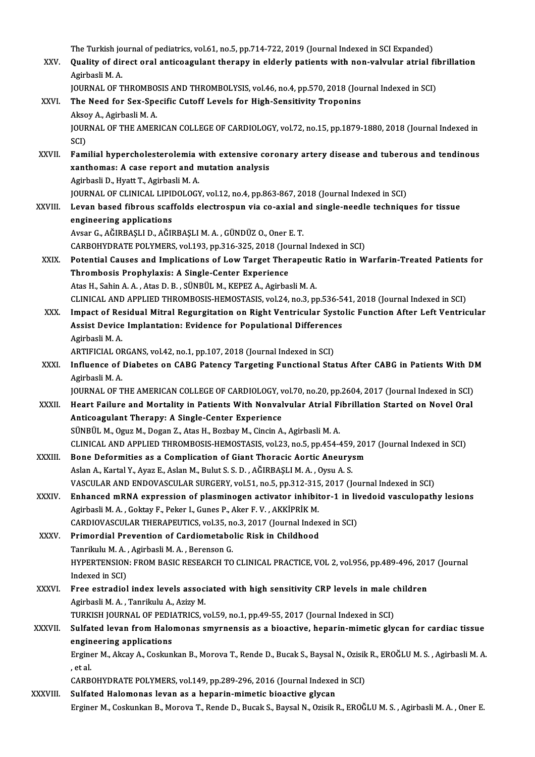The Turkish journal of pediatrics, vol.61, no.5, pp.714-722, 2019 (Journal Indexed in SCI Expanded)

XXV. **Quality of direct oral anticoagulant therapy in elderly patients with non-valvular atrial fibrillation**
Agirbasli M. A.
JOURNAL OF THROMBOSIS AND THROMBOLYSIS, vol.46, no.4, pp.570, 2018 (Journal Indexed in SCI)

XXVI. **The Need for Sex-Specific Cutoff Levels for High-Sensitivity Troponins**
Aksoy A., Agirbasli M. A.
JOURNAL OF THE AMERICAN COLLEGE OF CARDIOLOGY, vol.72, no.15, pp.1879-1880, 2018 (Journal Indexed in SCI)

XXVII. **Familial hypercholesterolemia with extensive coronary artery disease and tuberous and tendinous xanthomas: A case report and mutation analysis**
Agirbasli D., Hyatt T., Agirbasli M. A.
JOURNAL OF CLINICAL LIPIDOLOGY, vol.12, no.4, pp.863-867, 2018 (Journal Indexed in SCI)

XXVIII. **Levan based fibrous scaffolds electrospun via co-axial and single-needle techniques for tissue engineering applications**
Avsar G., AĞIRBAŞLI D., AĞIRBAŞLI M. A., GÜNDÜZ O., Oner E. T.
CARBOHYDRATE POLYMERS, vol.193, pp.316-325, 2018 (Journal Indexed in SCI)

XXIX. **Potential Causes and Implications of Low Target Therapeutic Ratio in Warfarin-Treated Patients for Thrombosis Prophylaxis: A Single-Center Experience**
Atas H., Sahin A. A., Atas D. B., SÜNBÜL M., KEPEZ A., Agirbasli M. A.
CLINICAL AND APPLIED THROMBOSIS-HEMOSTASIS, vol.24, no.3, pp.536-541, 2018 (Journal Indexed in SCI)

XXX. **Impact of Residual Mitral Regurgitation on Right Ventricular Systolic Function After Left Ventricular Assist Device Implantation: Evidence for Populational Differences**
Agirbasli M. A.
ARTIFICIAL ORGANS, vol.42, no.1, pp.107, 2018 (Journal Indexed in SCI)

XXXI. **Influence of Diabetes on CABG Patency Targeting Functional Status After CABG in Patients With DM**
Agirbasli M. A.
JOURNAL OF THE AMERICAN COLLEGE OF CARDIOLOGY, vol.70, no.20, pp.2604, 2017 (Journal Indexed in SCI)

XXXII. **Heart Failure and Mortality in Patients With Nonvalvular Atrial Fibrillation Started on Novel Oral Anticoagulant Therapy: A Single-Center Experience**
SÜNBÜL M., Oguz M., Dogan Z., Atas H., Bozbay M., Cincin A., Agirbasli M. A.
CLINICAL AND APPLIED THROMBOSIS-HEMOSTASIS, vol.23, no.5, pp.454-459, 2017 (Journal Indexed in SCI)

XXXIII. **Bone Deformities as a Complication of Giant Thoracic Aortic Aneurysm**
Aslan A., Kartal Y., Ayaz E., Aslan M., Bulut S. S. D., AĞIRBAŞLI M. A., Oysu A. S.
VASCULAR AND ENDOVASCULAR SURGERY, vol.51, no.5, pp.312-315, 2017 (Journal Indexed in SCI)

XXXIV. **Enhanced mRNA expression of plasminogen activator inhibitor-1 in livedoid vasculopathy lesions**
Agirbasli M. A., Goktay F., Peker I., Gunes P., Aker F. V., AKKİPRİK M.
CARDIOVASCULAR THERAPEUTICS, vol.35, no.3, 2017 (Journal Indexed in SCI)

XXXV. **Primordial Prevention of Cardiometabolic Risk in Childhood**
Tanrikulu M. A., Agirbasli M. A., Berenson G.
HYPERTENSION: FROM BASIC RESEARCH TO CLINICAL PRACTICE, VOL 2, vol.956, pp.489-496, 2017 (Journal Indexed in SCI)

XXXVI. **Free estradiol index levels associated with high sensitivity CRP levels in male children**
Agirbasli M. A., Tanrikulu A., Azizy M.
TURKISH JOURNAL OF PEDIATRICS, vol.59, no.1, pp.49-55, 2017 (Journal Indexed in SCI)

XXXVII. **Sulfated levan from Halomonas smyrnensis as a bioactive, heparin-mimetic glycan for cardiac tissue engineering applications**
Erginer M., Akcay A., Coskunkan B., Morova T., Rende D., Bucak S., Baysal N., Ozisik R., EROĞLU M. S., Agirbasli M. A., et al.
CARBOHYDRATE POLYMERS, vol.149, pp.289-296, 2016 (Journal Indexed in SCI)

XXXVIII. **Sulfated Halomonas levan as a heparin-mimetic bioactive glycan**
Erginer M., Coskunkan B., Morova T., Rende D., Bucak S., Baysal N., Ozisik R., EROĞLU M. S., Agirbasli M. A., Oner E.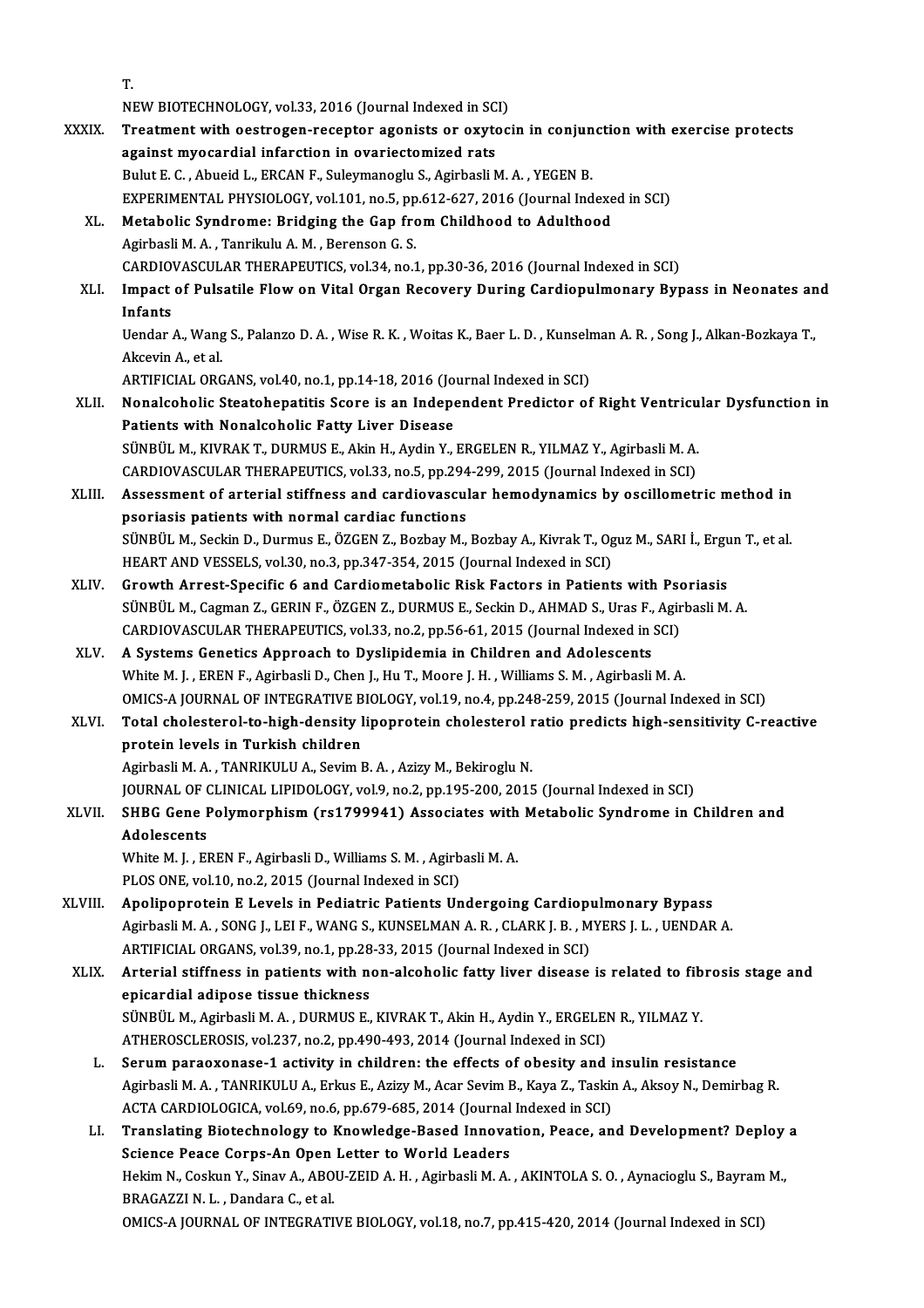T.
NEW BIOTECHNOLOGY, vol.33, 2016 (Journal Indexed in SCI)

XXXIX. **Treatment with oestrogen-receptor agonists or oxytocin in conjunction with exercise protects against myocardial infarction in ovariectomized rats**
Bulut E. C. , Abueid L., ERCAN F., Suleymanoglu S., Agirbasli M. A. , YEGEN B.
EXPERIMENTAL PHYSIOLOGY, vol.101, no.5, pp.612-627, 2016 (Journal Indexed in SCI)

XL. **Metabolic Syndrome: Bridging the Gap from Childhood to Adulthood**
Agirbasli M. A. , Tanrikulu A. M. , Berenson G. S.
CARDIOVASCULAR THERAPEUTICS, vol.34, no.1, pp.30-36, 2016 (Journal Indexed in SCI)

XLI. **Impact of Pulsatile Flow on Vital Organ Recovery During Cardiopulmonary Bypass in Neonates and Infants**
Uendar A., Wang S., Palanzo D. A. , Wise R. K. , Woitas K., Baer L. D. , Kunselman A. R. , Song J., Alkan-Bozkaya T., Akcevin A., et al.
ARTIFICIAL ORGANS, vol.40, no.1, pp.14-18, 2016 (Journal Indexed in SCI)

XLII. **Nonalcoholic Steatohepatitis Score is an Independent Predictor of Right Ventricular Dysfunction in Patients with Nonalcoholic Fatty Liver Disease**
SÜNBÜL M., KIVRAK T., DURMUS E., Akin H., Aydin Y., ERGELEN R., YILMAZ Y., Agirbasli M. A.
CARDIOVASCULAR THERAPEUTICS, vol.33, no.5, pp.294-299, 2015 (Journal Indexed in SCI)

XLIII. **Assessment of arterial stiffness and cardiovascular hemodynamics by oscillometric method in psoriasis patients with normal cardiac functions**
SÜNBÜL M., Seckin D., Durmus E., ÖZGEN Z., Bozbay M., Bozbay A., Kivrak T., Oguz M., SARI İ., Ergun T., et al.
HEART AND VESSELS, vol.30, no.3, pp.347-354, 2015 (Journal Indexed in SCI)

XLIV. **Growth Arrest-Specific 6 and Cardiometabolic Risk Factors in Patients with Psoriasis**
SÜNBÜL M., Cagman Z., GERIN F., ÖZGEN Z., DURMUS E., Seckin D., AHMAD S., Uras F., Agirbasli M. A.
CARDIOVASCULAR THERAPEUTICS, vol.33, no.2, pp.56-61, 2015 (Journal Indexed in SCI)

XLV. **A Systems Genetics Approach to Dyslipidemia in Children and Adolescents**
White M. J. , EREN F., Agirbasli D., Chen J., Hu T., Moore J. H. , Williams S. M. , Agirbasli M. A.
OMICS-A JOURNAL OF INTEGRATIVE BIOLOGY, vol.19, no.4, pp.248-259, 2015 (Journal Indexed in SCI)

XLVI. **Total cholesterol-to-high-density lipoprotein cholesterol ratio predicts high-sensitivity C-reactive protein levels in Turkish children**
Agirbasli M. A. , TANRIKULU A., Sevim B. A. , Azizy M., Bekiroglu N.
JOURNAL OF CLINICAL LIPIDOLOGY, vol.9, no.2, pp.195-200, 2015 (Journal Indexed in SCI)

XLVII. **SHBG Gene Polymorphism (rs1799941) Associates with Metabolic Syndrome in Children and Adolescents**
White M. J. , EREN F., Agirbasli D., Williams S. M. , Agirbasli M. A.
PLOS ONE, vol.10, no.2, 2015 (Journal Indexed in SCI)

XLVIII. **Apolipoprotein E Levels in Pediatric Patients Undergoing Cardiopulmonary Bypass**
Agirbasli M. A. , SONG J., LEI F., WANG S., KUNSELMAN A. R. , CLARK J. B. , MYERS J. L. , UENDAR A.
ARTIFICIAL ORGANS, vol.39, no.1, pp.28-33, 2015 (Journal Indexed in SCI)

XLIX. **Arterial stiffness in patients with non-alcoholic fatty liver disease is related to fibrosis stage and epicardial adipose tissue thickness**
SÜNBÜL M., Agirbasli M. A. , DURMUS E., KIVRAK T., Akin H., Aydin Y., ERGELEN R., YILMAZ Y.
ATHEROSCLEROSIS, vol.237, no.2, pp.490-493, 2014 (Journal Indexed in SCI)

L. **Serum paraoxonase-1 activity in children: the effects of obesity and insulin resistance**
Agirbasli M. A. , TANRIKULU A., Erkus E., Azizy M., Acar Sevim B., Kaya Z., Taskin A., Aksoy N., Demirbag R.
ACTA CARDIOLOGICA, vol.69, no.6, pp.679-685, 2014 (Journal Indexed in SCI)

LI. **Translating Biotechnology to Knowledge-Based Innovation, Peace, and Development? Deploy a Science Peace Corps-An Open Letter to World Leaders**
Hekim N., Coskun Y., Sinav A., ABOU-ZEID A. H. , Agirbasli M. A. , AKINTOLA S. O. , Aynacioglu S., Bayram M., BRAGAZZI N. L. , Dandara C., et al.
OMICS-A JOURNAL OF INTEGRATIVE BIOLOGY, vol.18, no.7, pp.415-420, 2014 (Journal Indexed in SCI)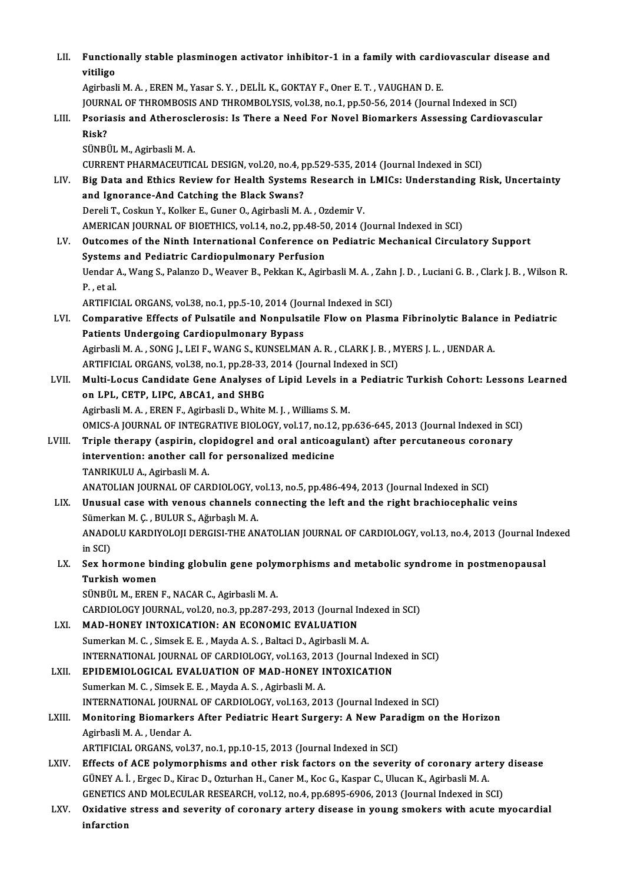LII. **Functionally stable plasminogen activator inhibitor-1 in a family with cardiovascular disease and vitiligo**
Agirbasli M. A. , EREN M., Yasar S. Y. , DELİL K., GOKTAY F., Oner E. T. , VAUGHAN D. E.
JOURNAL OF THROMBOSIS AND THROMBOLYSIS, vol.38, no.1, pp.50-56, 2014 (Journal Indexed in SCI)

LIII. **Psoriasis and Atherosclerosis: Is There a Need For Novel Biomarkers Assessing Cardiovascular Risk?**
SÜNBÜL M., Agirbasli M. A.
CURRENT PHARMACEUTICAL DESIGN, vol.20, no.4, pp.529-535, 2014 (Journal Indexed in SCI)

LIV. **Big Data and Ethics Review for Health Systems Research in LMICs: Understanding Risk, Uncertainty and Ignorance-And Catching the Black Swans?**
Dereli T., Coskun Y., Kolker E., Guner O., Agirbasli M. A. , Ozdemir V.
AMERICAN JOURNAL OF BIOETHICS, vol.14, no.2, pp.48-50, 2014 (Journal Indexed in SCI)

LV. **Outcomes of the Ninth International Conference on Pediatric Mechanical Circulatory Support Systems and Pediatric Cardiopulmonary Perfusion**
Uendar A., Wang S., Palanzo D., Weaver B., Pekkan K., Agirbasli M. A. , Zahn J. D. , Luciani G. B. , Clark J. B. , Wilson R. P. , et al.
ARTIFICIAL ORGANS, vol.38, no.1, pp.5-10, 2014 (Journal Indexed in SCI)

LVI. **Comparative Effects of Pulsatile and Nonpulsatile Flow on Plasma Fibrinolytic Balance in Pediatric Patients Undergoing Cardiopulmonary Bypass**
Agirbasli M. A. , SONG J., LEI F., WANG S., KUNSELMAN A. R. , CLARK J. B. , MYERS J. L. , UENDAR A.
ARTIFICIAL ORGANS, vol.38, no.1, pp.28-33, 2014 (Journal Indexed in SCI)

LVII. **Multi-Locus Candidate Gene Analyses of Lipid Levels in a Pediatric Turkish Cohort: Lessons Learned on LPL, CETP, LIPC, ABCA1, and SHBG**
Agirbasli M. A. , EREN F., Agirbasli D., White M. J. , Williams S. M.
OMICS-A JOURNAL OF INTEGRATIVE BIOLOGY, vol.17, no.12, pp.636-645, 2013 (Journal Indexed in SCI)

LVIII. **Triple therapy (aspirin, clopidogrel and oral anticoagulant) after percutaneous coronary intervention: another call for personalized medicine**
TANRIKULU A., Agirbasli M. A.
ANATOLIAN JOURNAL OF CARDIOLOGY, vol.13, no.5, pp.486-494, 2013 (Journal Indexed in SCI)

LIX. **Unusual case with venous channels connecting the left and the right brachiocephalic veins**
Sümerkan M. Ç. , BULUR S., Ağırbaşlı M. A.
ANADOLU KARDIYOLOJI DERGISI-THE ANATOLIAN JOURNAL OF CARDIOLOGY, vol.13, no.4, 2013 (Journal Indexed in SCI)

LX. **Sex hormone binding globulin gene polymorphisms and metabolic syndrome in postmenopausal Turkish women**
SÜNBÜL M., EREN F., NACAR C., Agirbasli M. A.
CARDIOLOGY JOURNAL, vol.20, no.3, pp.287-293, 2013 (Journal Indexed in SCI)

LXI. **MAD-HONEY INTOXICATION: AN ECONOMIC EVALUATION**
Sumerkan M. C. , Simsek E. E. , Mayda A. S. , Baltaci D., Agirbasli M. A.
INTERNATIONAL JOURNAL OF CARDIOLOGY, vol.163, 2013 (Journal Indexed in SCI)

LXII. **EPIDEMIOLOGICAL EVALUATION OF MAD-HONEY INTOXICATION**
Sumerkan M. C. , Simsek E. E. , Mayda A. S. , Agirbasli M. A.
INTERNATIONAL JOURNAL OF CARDIOLOGY, vol.163, 2013 (Journal Indexed in SCI)

LXIII. **Monitoring Biomarkers After Pediatric Heart Surgery: A New Paradigm on the Horizon**
Agirbasli M. A. , Uendar A.
ARTIFICIAL ORGANS, vol.37, no.1, pp.10-15, 2013 (Journal Indexed in SCI)

LXIV. **Effects of ACE polymorphisms and other risk factors on the severity of coronary artery disease**
GÜNEY A. İ. , Ergec D., Kirac D., Ozturhan H., Caner M., Koc G., Kaspar C., Ulucan K., Agirbasli M. A.
GENETICS AND MOLECULAR RESEARCH, vol.12, no.4, pp.6895-6906, 2013 (Journal Indexed in SCI)

LXV. **Oxidative stress and severity of coronary artery disease in young smokers with acute myocardial infarction**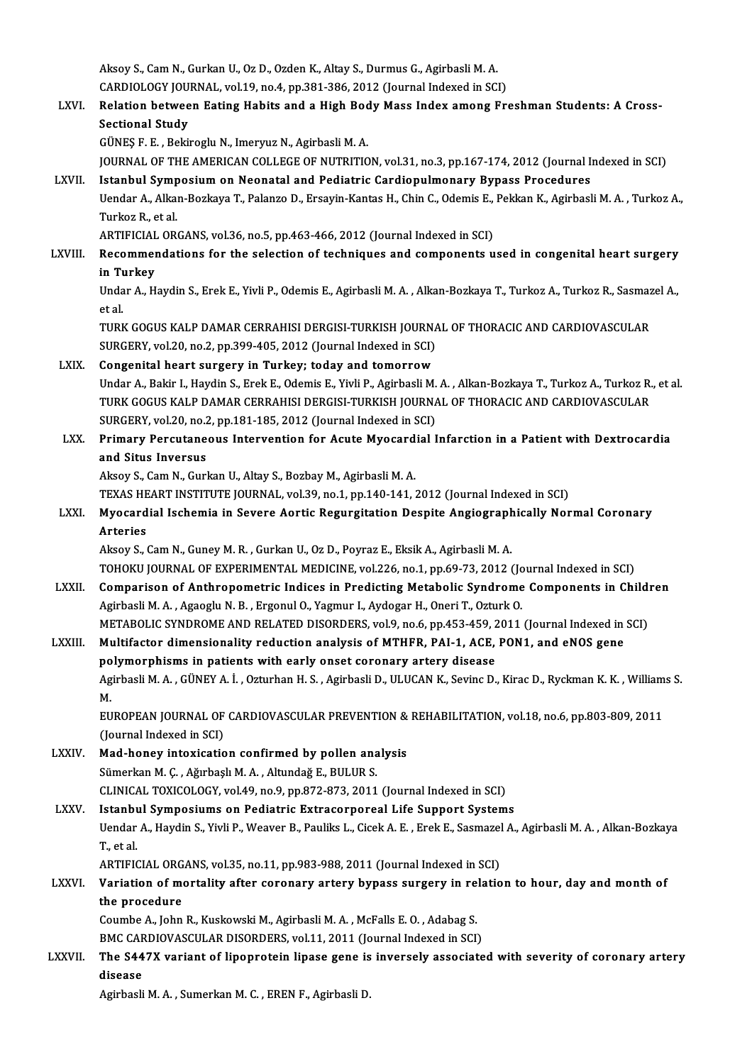Aksoy S., Cam N., Gurkan U., Oz D., Ozden K., Altay S., Durmus G., Agirbasli M. A.
CARDIOLOGY JOURNAL, vol.19, no.4, pp.381-386, 2012 (Journal Indexed in SCI)

LXVI. **Relation between Eating Habits and a High Body Mass Index among Freshman Students: A Cross-Sectional Study**
GÜNEŞ F. E. , Bekiroglu N., Imeryuz N., Agirbasli M. A.
JOURNAL OF THE AMERICAN COLLEGE OF NUTRITION, vol.31, no.3, pp.167-174, 2012 (Journal Indexed in SCI)

LXVII. **Istanbul Symposium on Neonatal and Pediatric Cardiopulmonary Bypass Procedures**
Uendar A., Alkan-Bozkaya T., Palanzo D., Ersayin-Kantas H., Chin C., Odemis E., Pekkan K., Agirbasli M. A. , Turkoz A., Turkoz R., et al.
ARTIFICIAL ORGANS, vol.36, no.5, pp.463-466, 2012 (Journal Indexed in SCI)

LXVIII. **Recommendations for the selection of techniques and components used in congenital heart surgery in Turkey**
Undar A., Haydin S., Erek E., Yivli P., Odemis E., Agirbasli M. A. , Alkan-Bozkaya T., Turkoz A., Turkoz R., Sasmazel A., et al.
TURK GOGUS KALP DAMAR CERRAHISI DERGISI-TURKISH JOURNAL OF THORACIC AND CARDIOVASCULAR SURGERY, vol.20, no.2, pp.399-405, 2012 (Journal Indexed in SCI)

LXIX. **Congenital heart surgery in Turkey; today and tomorrow**
Undar A., Bakir I., Haydin S., Erek E., Odemis E., Yivli P., Agirbasli M. A. , Alkan-Bozkaya T., Turkoz A., Turkoz R., et al.
TURK GOGUS KALP DAMAR CERRAHISI DERGISI-TURKISH JOURNAL OF THORACIC AND CARDIOVASCULAR SURGERY, vol.20, no.2, pp.181-185, 2012 (Journal Indexed in SCI)

LXX. **Primary Percutaneous Intervention for Acute Myocardial Infarction in a Patient with Dextrocardia and Situs Inversus**
Aksoy S., Cam N., Gurkan U., Altay S., Bozbay M., Agirbasli M. A.
TEXAS HEART INSTITUTE JOURNAL, vol.39, no.1, pp.140-141, 2012 (Journal Indexed in SCI)

LXXI. **Myocardial Ischemia in Severe Aortic Regurgitation Despite Angiographically Normal Coronary Arteries**
Aksoy S., Cam N., Guney M. R. , Gurkan U., Oz D., Poyraz E., Eksik A., Agirbasli M. A.
TOHOKU JOURNAL OF EXPERIMENTAL MEDICINE, vol.226, no.1, pp.69-73, 2012 (Journal Indexed in SCI)

LXXII. **Comparison of Anthropometric Indices in Predicting Metabolic Syndrome Components in Children**
Agirbasli M. A. , Agaoglu N. B. , Ergonul O., Yagmur I., Aydogar H., Oneri T., Ozturk O.
METABOLIC SYNDROME AND RELATED DISORDERS, vol.9, no.6, pp.453-459, 2011 (Journal Indexed in SCI)

LXXIII. **Multifactor dimensionality reduction analysis of MTHFR, PAI-1, ACE, PON1, and eNOS gene polymorphisms in patients with early onset coronary artery disease**
Agirbasli M. A. , GÜNEY A. İ. , Ozturhan H. S. , Agirbasli D., ULUCAN K., Sevinc D., Kirac D., Ryckman K. K. , Williams S. M.
EUROPEAN JOURNAL OF CARDIOVASCULAR PREVENTION & REHABILITATION, vol.18, no.6, pp.803-809, 2011 (Journal Indexed in SCI)

LXXIV. **Mad-honey intoxication confirmed by pollen analysis**
Sümerkan M. Ç. , Ağırbaşlı M. A. , Altundağ E., BULUR S.
CLINICAL TOXICOLOGY, vol.49, no.9, pp.872-873, 2011 (Journal Indexed in SCI)

LXXV. **Istanbul Symposiums on Pediatric Extracorporeal Life Support Systems**
Uendar A., Haydin S., Yivli P., Weaver B., Pauliks L., Cicek A. E. , Erek E., Sasmazel A., Agirbasli M. A. , Alkan-Bozkaya T., et al.
ARTIFICIAL ORGANS, vol.35, no.11, pp.983-988, 2011 (Journal Indexed in SCI)

LXXVI. **Variation of mortality after coronary artery bypass surgery in relation to hour, day and month of the procedure**
Coumbe A., John R., Kuskowski M., Agirbasli M. A. , McFalls E. O. , Adabag S.
BMC CARDIOVASCULAR DISORDERS, vol.11, 2011 (Journal Indexed in SCI)

LXXVII. **The S447X variant of lipoprotein lipase gene is inversely associated with severity of coronary artery disease**
Agirbasli M. A. , Sumerkan M. C. , EREN F., Agirbasli D.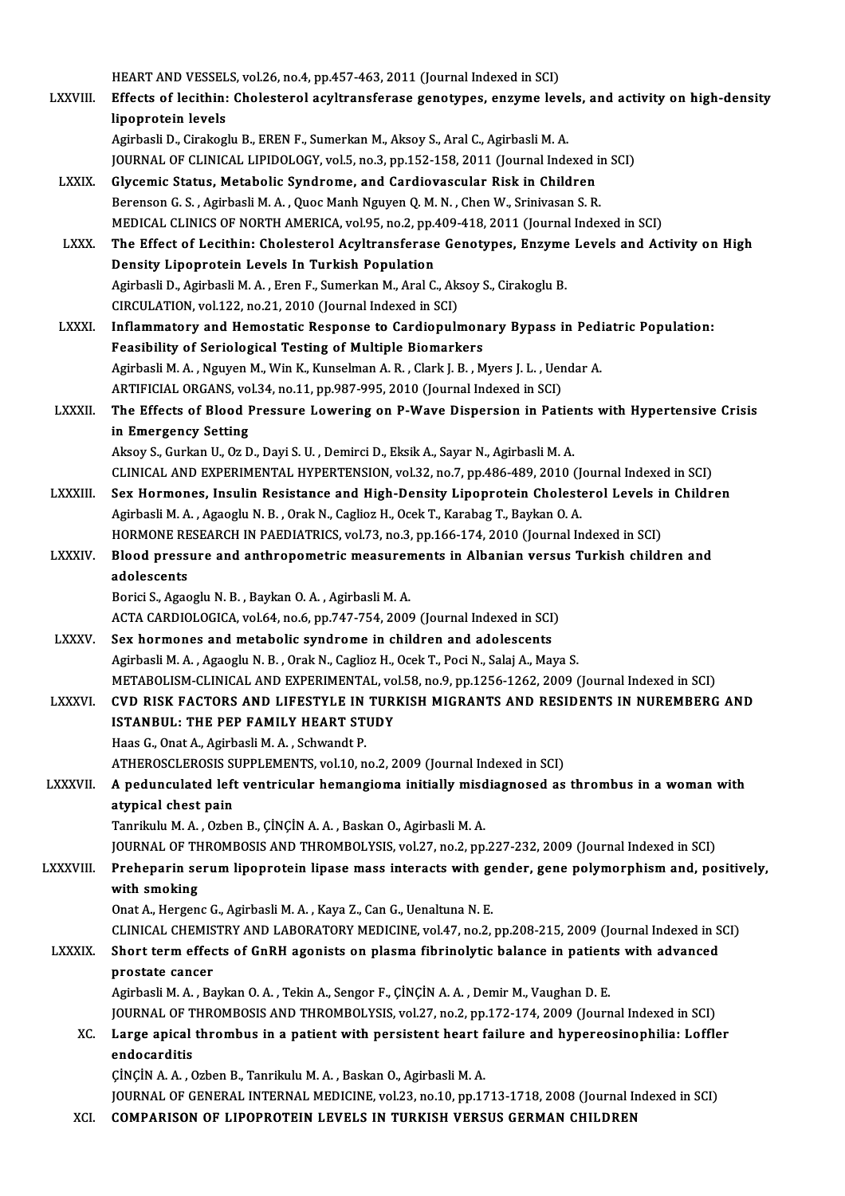HEART AND VESSELS, vol.26, no.4, pp.457-463, 2011 (Journal Indexed in SCI)

LXXVIII. **Effects of lecithin: Cholesterol acyltransferase genotypes, enzyme levels, and activity on high-density lipoprotein levels**
Agirbasli D., Cirakoglu B., EREN F., Sumerkan M., Aksoy S., Aral C., Agirbasli M. A.
JOURNAL OF CLINICAL LIPIDOLOGY, vol.5, no.3, pp.152-158, 2011 (Journal Indexed in SCI)

LXXIX. **Glycemic Status, Metabolic Syndrome, and Cardiovascular Risk in Children**
Berenson G. S. , Agirbasli M. A. , Quoc Manh Nguyen Q. M. N. , Chen W., Srinivasan S. R.
MEDICAL CLINICS OF NORTH AMERICA, vol.95, no.2, pp.409-418, 2011 (Journal Indexed in SCI)

LXXX. **The Effect of Lecithin: Cholesterol Acyltransferase Genotypes, Enzyme Levels and Activity on High Density Lipoprotein Levels In Turkish Population**
Agirbasli D., Agirbasli M. A. , Eren F., Sumerkan M., Aral C., Aksoy S., Cirakoglu B.
CIRCULATION, vol.122, no.21, 2010 (Journal Indexed in SCI)

LXXXI. **Inflammatory and Hemostatic Response to Cardiopulmonary Bypass in Pediatric Population: Feasibility of Seriological Testing of Multiple Biomarkers**
Agirbasli M. A. , Nguyen M., Win K., Kunselman A. R. , Clark J. B. , Myers J. L. , Uendar A.
ARTIFICIAL ORGANS, vol.34, no.11, pp.987-995, 2010 (Journal Indexed in SCI)

LXXXII. **The Effects of Blood Pressure Lowering on P-Wave Dispersion in Patients with Hypertensive Crisis in Emergency Setting**
Aksoy S., Gurkan U., Oz D., Dayi S. U. , Demirci D., Eksik A., Sayar N., Agirbasli M. A.
CLINICAL AND EXPERIMENTAL HYPERTENSION, vol.32, no.7, pp.486-489, 2010 (Journal Indexed in SCI)

LXXXIII. **Sex Hormones, Insulin Resistance and High-Density Lipoprotein Cholesterol Levels in Children**
Agirbasli M. A. , Agaoglu N. B. , Orak N., Caglioz H., Ocek T., Karabag T., Baykan O. A.
HORMONE RESEARCH IN PAEDIATRICS, vol.73, no.3, pp.166-174, 2010 (Journal Indexed in SCI)

LXXXIV. **Blood pressure and anthropometric measurements in Albanian versus Turkish children and adolescents**
Borici S., Agaoglu N. B. , Baykan O. A. , Agirbasli M. A.
ACTA CARDIOLOGICA, vol.64, no.6, pp.747-754, 2009 (Journal Indexed in SCI)

LXXXV. **Sex hormones and metabolic syndrome in children and adolescents**
Agirbasli M. A. , Agaoglu N. B. , Orak N., Caglioz H., Ocek T., Poci N., Salaj A., Maya S.
METABOLISM-CLINICAL AND EXPERIMENTAL, vol.58, no.9, pp.1256-1262, 2009 (Journal Indexed in SCI)

LXXXVI. **CVD RISK FACTORS AND LIFESTYLE IN TURKISH MIGRANTS AND RESIDENTS IN NUREMBERG AND ISTANBUL: THE PEP FAMILY HEART STUDY**
Haas G., Onat A., Agirbasli M. A. , Schwandt P.
ATHEROSCLEROSIS SUPPLEMENTS, vol.10, no.2, 2009 (Journal Indexed in SCI)

LXXXVII. **A pedunculated left ventricular hemangioma initially misdiagnosed as thrombus in a woman with atypical chest pain**
Tanrikulu M. A. , Ozben B., ÇİNÇİN A. A. , Baskan O., Agirbasli M. A.
JOURNAL OF THROMBOSIS AND THROMBOLYSIS, vol.27, no.2, pp.227-232, 2009 (Journal Indexed in SCI)

LXXXVIII. **Preheparin serum lipoprotein lipase mass interacts with gender, gene polymorphism and, positively, with smoking**
Onat A., Hergenc G., Agirbasli M. A. , Kaya Z., Can G., Uenaltuna N. E.
CLINICAL CHEMISTRY AND LABORATORY MEDICINE, vol.47, no.2, pp.208-215, 2009 (Journal Indexed in SCI)

LXXXIX. **Short term effects of GnRH agonists on plasma fibrinolytic balance in patients with advanced prostate cancer**
Agirbasli M. A. , Baykan O. A. , Tekin A., Sengor F., ÇİNÇİN A. A. , Demir M., Vaughan D. E.
JOURNAL OF THROMBOSIS AND THROMBOLYSIS, vol.27, no.2, pp.172-174, 2009 (Journal Indexed in SCI)

XC. **Large apical thrombus in a patient with persistent heart failure and hypereosinophilia: Loffler endocarditis**
ÇİNÇİN A. A. , Ozben B., Tanrikulu M. A. , Baskan O., Agirbasli M. A.
JOURNAL OF GENERAL INTERNAL MEDICINE, vol.23, no.10, pp.1713-1718, 2008 (Journal Indexed in SCI)

XCI. **COMPARISON OF LIPOPROTEIN LEVELS IN TURKISH VERSUS GERMAN CHILDREN**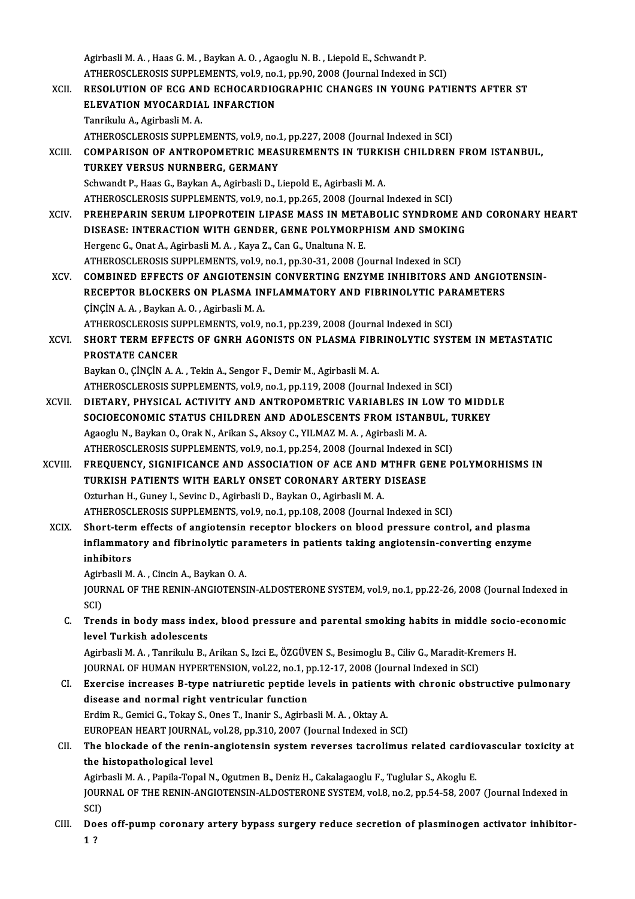Agirbasli M. A. , Haas G. M. , Baykan A. O. , Agaoglu N. B. , Liepold E., Schwandt P.
ATHEROSCLEROSIS SUPPLEMENTS, vol.9, no.1, pp.90, 2008 (Journal Indexed in SCI)

XCII. **RESOLUTION OF ECG AND ECHOCARDIOGRAPHIC CHANGES IN YOUNG PATIENTS AFTER ST ELEVATION MYOCARDIAL INFARCTION**
Tanrikulu A., Agirbasli M. A.
ATHEROSCLEROSIS SUPPLEMENTS, vol.9, no.1, pp.227, 2008 (Journal Indexed in SCI)

XCIII. **COMPARISON OF ANTROPOMETRIC MEASUREMENTS IN TURKISH CHILDREN FROM ISTANBUL, TURKEY VERSUS NURNBERG, GERMANY**
Schwandt P., Haas G., Baykan A., Agirbasli D., Liepold E., Agirbasli M. A.
ATHEROSCLEROSIS SUPPLEMENTS, vol.9, no.1, pp.265, 2008 (Journal Indexed in SCI)

XCIV. **PREHEPARIN SERUM LIPOPROTEIN LIPASE MASS IN METABOLIC SYNDROME AND CORONARY HEART DISEASE: INTERACTION WITH GENDER, GENE POLYMORPHISM AND SMOKING**
Hergenc G., Onat A., Agirbasli M. A. , Kaya Z., Can G., Unaltuna N. E.
ATHEROSCLEROSIS SUPPLEMENTS, vol.9, no.1, pp.30-31, 2008 (Journal Indexed in SCI)

XCV. **COMBINED EFFECTS OF ANGIOTENSIN CONVERTING ENZYME INHIBITORS AND ANGIOTENSIN-RECEPTOR BLOCKERS ON PLASMA INFLAMMATORY AND FIBRINOLYTIC PARAMETERS**
ÇİNÇİN A. A. , Baykan A. O. , Agirbasli M. A.
ATHEROSCLEROSIS SUPPLEMENTS, vol.9, no.1, pp.239, 2008 (Journal Indexed in SCI)

XCVI. **SHORT TERM EFFECTS OF GNRH AGONISTS ON PLASMA FIBRINOLYTIC SYSTEM IN METASTATIC PROSTATE CANCER**
Baykan O., ÇİNÇİN A. A. , Tekin A., Sengor F., Demir M., Agirbasli M. A.
ATHEROSCLEROSIS SUPPLEMENTS, vol.9, no.1, pp.119, 2008 (Journal Indexed in SCI)

XCVII. **DIETARY, PHYSICAL ACTIVITY AND ANTROPOMETRIC VARIABLES IN LOW TO MIDDLE SOCIOECONOMIC STATUS CHILDREN AND ADOLESCENTS FROM ISTANBUL, TURKEY**
Agaoglu N., Baykan O., Orak N., Arikan S., Aksoy C., YILMAZ M. A. , Agirbasli M. A.
ATHEROSCLEROSIS SUPPLEMENTS, vol.9, no.1, pp.254, 2008 (Journal Indexed in SCI)

XCVIII. **FREQUENCY, SIGNIFICANCE AND ASSOCIATION OF ACE AND MTHFR GENE POLYMORHISMS IN TURKISH PATIENTS WITH EARLY ONSET CORONARY ARTERY DISEASE**
Ozturhan H., Guney I., Sevinc D., Agirbasli D., Baykan O., Agirbasli M. A.
ATHEROSCLEROSIS SUPPLEMENTS, vol.9, no.1, pp.108, 2008 (Journal Indexed in SCI)

XCIX. **Short-term effects of angiotensin receptor blockers on blood pressure control, and plasma inflammatory and fibrinolytic parameters in patients taking angiotensin-converting enzyme inhibitors**
Agirbasli M. A. , Cincin A., Baykan O. A.
JOURNAL OF THE RENIN-ANGIOTENSIN-ALDOSTERONE SYSTEM, vol.9, no.1, pp.22-26, 2008 (Journal Indexed in SCI)

C. **Trends in body mass index, blood pressure and parental smoking habits in middle socio-economic level Turkish adolescents**
Agirbasli M. A. , Tanrikulu B., Arikan S., Izci E., ÖZGÜVEN S., Besimoglu B., Ciliv G., Maradit-Kremers H.
JOURNAL OF HUMAN HYPERTENSION, vol.22, no.1, pp.12-17, 2008 (Journal Indexed in SCI)

CI. **Exercise increases B-type natriuretic peptide levels in patients with chronic obstructive pulmonary disease and normal right ventricular function**
Erdim R., Gemici G., Tokay S., Ones T., Inanir S., Agirbasli M. A. , Oktay A.
EUROPEAN HEART JOURNAL, vol.28, pp.310, 2007 (Journal Indexed in SCI)

CII. **The blockade of the renin-angiotensin system reverses tacrolimus related cardiovascular toxicity at the histopathological level**
Agirbasli M. A. , Papila-Topal N., Ogutmen B., Deniz H., Cakalagaoglu F., Tuglular S., Akoglu E.
JOURNAL OF THE RENIN-ANGIOTENSIN-ALDOSTERONE SYSTEM, vol.8, no.2, pp.54-58, 2007 (Journal Indexed in SCI)

CIII. **Does off-pump coronary artery bypass surgery reduce secretion of plasminogen activator inhibitor-1 ?**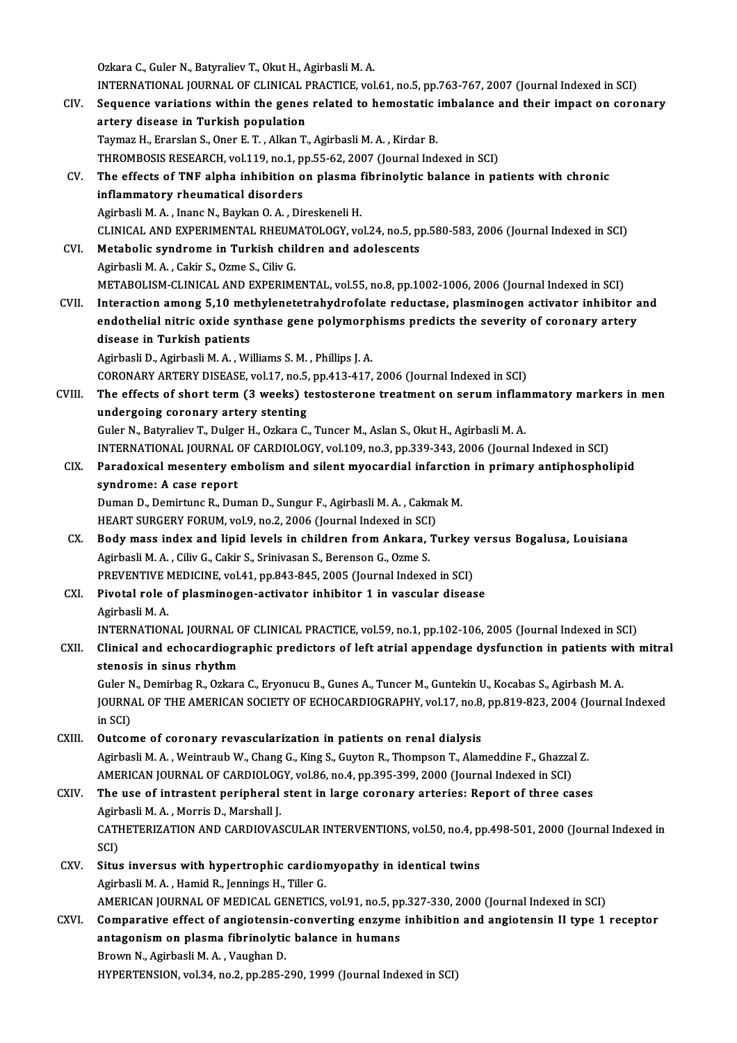Ozkara C., Guler N., Batyraliev T., Okut H., Agirbasli M. A.
INTERNATIONAL JOURNAL OF CLINICAL PRACTICE, vol.61, no.5, pp.763-767, 2007 (Journal Indexed in SCI)

CIV. **Sequence variations within the genes related to hemostatic imbalance and their impact on coronary artery disease in Turkish population**
Taymaz H., Erarslan S., Oner E. T. , Alkan T., Agirbasli M. A. , Kirdar B.
THROMBOSIS RESEARCH, vol.119, no.1, pp.55-62, 2007 (Journal Indexed in SCI)

CV. **The effects of TNF alpha inhibition on plasma fibrinolytic balance in patients with chronic inflammatory rheumatical disorders**
Agirbasli M. A. , Inanc N., Baykan O. A. , Direskeneli H.
CLINICAL AND EXPERIMENTAL RHEUMATOLOGY, vol.24, no.5, pp.580-583, 2006 (Journal Indexed in SCI)

CVI. **Metabolic syndrome in Turkish children and adolescents**
Agirbasli M. A. , Cakir S., Ozme S., Ciliv G.
METABOLISM-CLINICAL AND EXPERIMENTAL, vol.55, no.8, pp.1002-1006, 2006 (Journal Indexed in SCI)

CVII. **Interaction among 5,10 methylenetetrahydrofolate reductase, plasminogen activator inhibitor and endothelial nitric oxide synthase gene polymorphisms predicts the severity of coronary artery disease in Turkish patients**
Agirbasli D., Agirbasli M. A. , Williams S. M. , Phillips J. A.
CORONARY ARTERY DISEASE, vol.17, no.5, pp.413-417, 2006 (Journal Indexed in SCI)

CVIII. **The effects of short term (3 weeks) testosterone treatment on serum inflammatory markers in men undergoing coronary artery stenting**
Guler N., Batyraliev T., Dulger H., Ozkara C., Tuncer M., Aslan S., Okut H., Agirbasli M. A.
INTERNATIONAL JOURNAL OF CARDIOLOGY, vol.109, no.3, pp.339-343, 2006 (Journal Indexed in SCI)

CIX. **Paradoxical mesentery embolism and silent myocardial infarction in primary antiphospholipid syndrome: A case report**
Duman D., Demirtunc R., Duman D., Sungur F., Agirbasli M. A. , Cakmak M.
HEART SURGERY FORUM, vol.9, no.2, 2006 (Journal Indexed in SCI)

CX. **Body mass index and lipid levels in children from Ankara, Turkey versus Bogalusa, Louisiana**
Agirbasli M. A. , Ciliv G., Cakir S., Srinivasan S., Berenson G., Ozme S.
PREVENTIVE MEDICINE, vol.41, pp.843-845, 2005 (Journal Indexed in SCI)

CXI. **Pivotal role of plasminogen-activator inhibitor 1 in vascular disease**
Agirbasli M. A.
INTERNATIONAL JOURNAL OF CLINICAL PRACTICE, vol.59, no.1, pp.102-106, 2005 (Journal Indexed in SCI)

CXII. **Clinical and echocardiographic predictors of left atrial appendage dysfunction in patients with mitral stenosis in sinus rhythm**
Guler N., Demirbag R., Ozkara C., Eryonucu B., Gunes A., Tuncer M., Guntekin U., Kocabas S., Agirbash M. A.
JOURNAL OF THE AMERICAN SOCIETY OF ECHOCARDIOGRAPHY, vol.17, no.8, pp.819-823, 2004 (Journal Indexed in SCI)

CXIII. **Outcome of coronary revascularization in patients on renal dialysis**
Agirbasli M. A. , Weintraub W., Chang G., King S., Guyton R., Thompson T., Alameddine F., Ghazzal Z.
AMERICAN JOURNAL OF CARDIOLOGY, vol.86, no.4, pp.395-399, 2000 (Journal Indexed in SCI)

CXIV. **The use of intrastent peripheral stent in large coronary arteries: Report of three cases**
Agirbasli M. A. , Morris D., Marshall J.
CATHETERIZATION AND CARDIOVASCULAR INTERVENTIONS, vol.50, no.4, pp.498-501, 2000 (Journal Indexed in SCI)

CXV. **Situs inversus with hypertrophic cardiomyopathy in identical twins**
Agirbasli M. A. , Hamid R., Jennings H., Tiller G.
AMERICAN JOURNAL OF MEDICAL GENETICS, vol.91, no.5, pp.327-330, 2000 (Journal Indexed in SCI)

CXVI. **Comparative effect of angiotensin-converting enzyme inhibition and angiotensin II type 1 receptor antagonism on plasma fibrinolytic balance in humans**
Brown N., Agirbasli M. A. , Vaughan D.
HYPERTENSION, vol.34, no.2, pp.285-290, 1999 (Journal Indexed in SCI)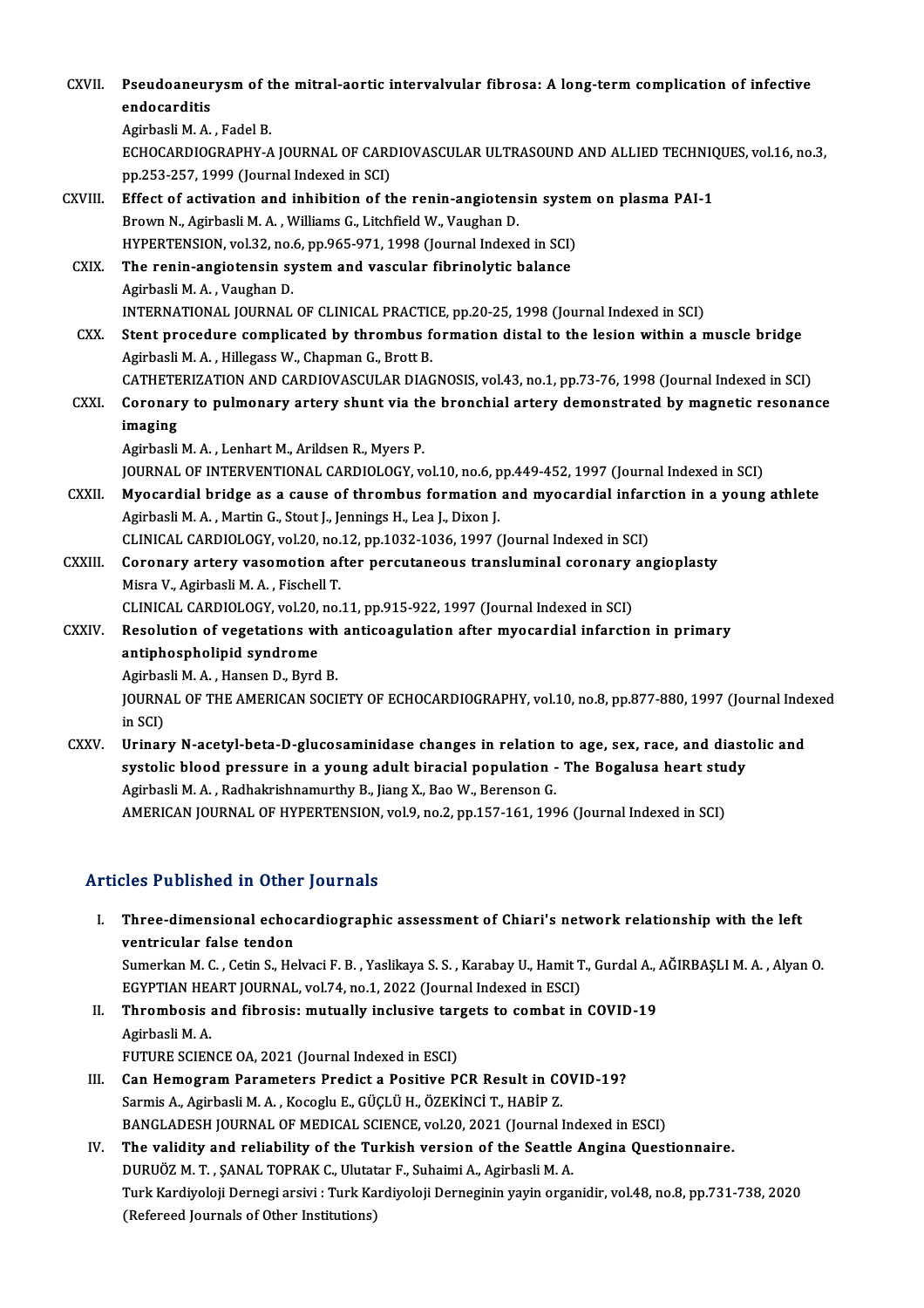CXVII. **Pseudoaneurysm of the mitral-aortic intervalvular fibrosa: A long-term complication of infective endocarditis**
Agirbasli M. A. , Fadel B.
ECHOCARDIOGRAPHY-A JOURNAL OF CARDIOVASCULAR ULTRASOUND AND ALLIED TECHNIQUES, vol.16, no.3, pp.253-257, 1999 (Journal Indexed in SCI)

CXVIII. **Effect of activation and inhibition of the renin-angiotensin system on plasma PAI-1**
Brown N., Agirbasli M. A. , Williams G., Litchfield W., Vaughan D.
HYPERTENSION, vol.32, no.6, pp.965-971, 1998 (Journal Indexed in SCI)

CXIX. **The renin-angiotensin system and vascular fibrinolytic balance**
Agirbasli M. A. , Vaughan D.
INTERNATIONAL JOURNAL OF CLINICAL PRACTICE, pp.20-25, 1998 (Journal Indexed in SCI)

CXX. **Stent procedure complicated by thrombus formation distal to the lesion within a muscle bridge**
Agirbasli M. A. , Hillegass W., Chapman G., Brott B.
CATHETERIZATION AND CARDIOVASCULAR DIAGNOSIS, vol.43, no.1, pp.73-76, 1998 (Journal Indexed in SCI)

CXXI. **Coronary to pulmonary artery shunt via the bronchial artery demonstrated by magnetic resonance imaging**
Agirbasli M. A. , Lenhart M., Arildsen R., Myers P.
JOURNAL OF INTERVENTIONAL CARDIOLOGY, vol.10, no.6, pp.449-452, 1997 (Journal Indexed in SCI)

CXXII. **Myocardial bridge as a cause of thrombus formation and myocardial infarction in a young athlete**
Agirbasli M. A. , Martin G., Stout J., Jennings H., Lea J., Dixon J.
CLINICAL CARDIOLOGY, vol.20, no.12, pp.1032-1036, 1997 (Journal Indexed in SCI)

CXXIII. **Coronary artery vasomotion after percutaneous transluminal coronary angioplasty**
Misra V., Agirbasli M. A. , Fischell T.
CLINICAL CARDIOLOGY, vol.20, no.11, pp.915-922, 1997 (Journal Indexed in SCI)

CXXIV. **Resolution of vegetations with anticoagulation after myocardial infarction in primary antiphospholipid syndrome**
Agirbasli M. A. , Hansen D., Byrd B.
JOURNAL OF THE AMERICAN SOCIETY OF ECHOCARDIOGRAPHY, vol.10, no.8, pp.877-880, 1997 (Journal Indexed in SCI)

CXXV. **Urinary N-acetyl-beta-D-glucosaminidase changes in relation to age, sex, race, and diastolic and systolic blood pressure in a young adult biracial population - The Bogalusa heart study**
Agirbasli M. A. , Radhakrishnamurthy B., Jiang X., Bao W., Berenson G.
AMERICAN JOURNAL OF HYPERTENSION, vol.9, no.2, pp.157-161, 1996 (Journal Indexed in SCI)

## Articles Published in Other Journals

I. **Three-dimensional echocardiographic assessment of Chiari's network relationship with the left ventricular false tendon**
Sumerkan M. C. , Cetin S., Helvaci F. B. , Yaslikaya S. S. , Karabay U., Hamit T., Gurdal A., AĞIRBAŞLI M. A. , Alyan O.
EGYPTIAN HEART JOURNAL, vol.74, no.1, 2022 (Journal Indexed in ESCI)

II. **Thrombosis and fibrosis: mutually inclusive targets to combat in COVID-19**
Agirbasli M. A.
FUTURE SCIENCE OA, 2021 (Journal Indexed in ESCI)

III. **Can Hemogram Parameters Predict a Positive PCR Result in COVID-19?**
Sarmis A., Agirbasli M. A. , Kocoglu E., GÜÇLÜ H., ÖZEKİNCİ T., HABİP Z.
BANGLADESH JOURNAL OF MEDICAL SCIENCE, vol.20, 2021 (Journal Indexed in ESCI)

IV. **The validity and reliability of the Turkish version of the Seattle Angina Questionnaire.**
DURUÖZ M. T. , ŞANAL TOPRAK C., Ulutatar F., Suhaimi A., Agirbasli M. A.
Turk Kardiyoloji Dernegi arsivi : Turk Kardiyoloji Derneginin yayin organidir, vol.48, no.8, pp.731-738, 2020 (Refereed Journals of Other Institutions)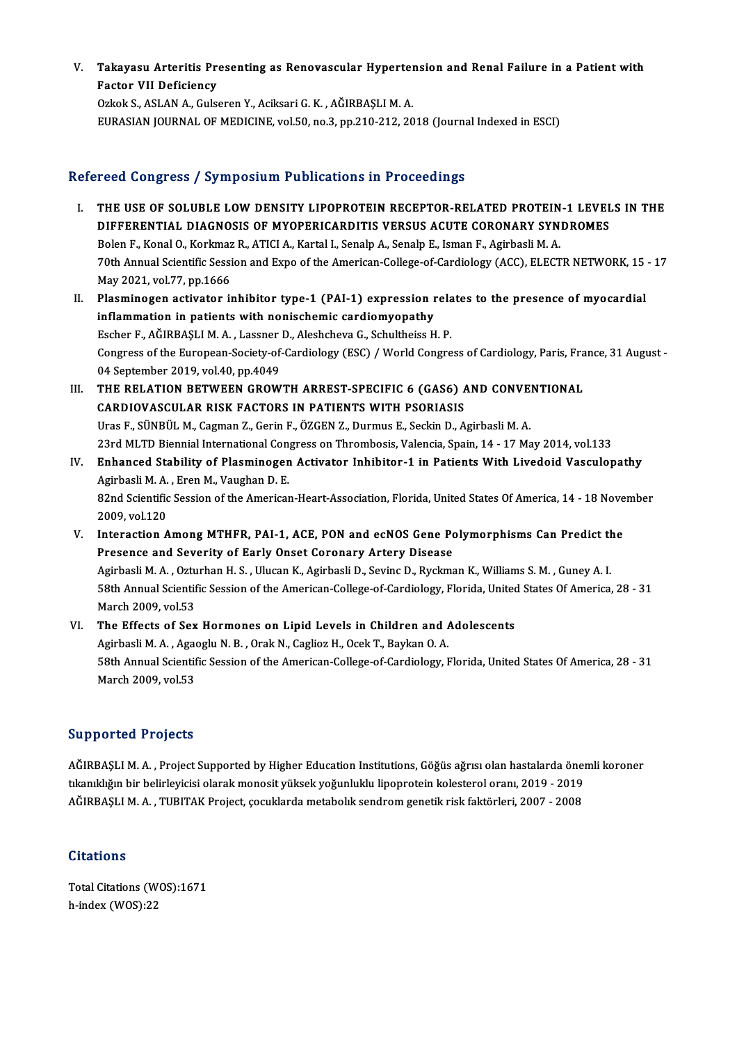V. **Takayasu Arteritis Presenting as Renovascular Hypertension and Renal Failure in a Patient with Factor VII Deficiency**
Ozkok S., ASLAN A., Gulseren Y., Aciksari G. K. , AĞIRBAŞLI M. A.
EURASIAN JOURNAL OF MEDICINE, vol.50, no.3, pp.210-212, 2018 (Journal Indexed in ESCI)

## Refereed Congress / Symposium Publications in Proceedings

I. **THE USE OF SOLUBLE LOW DENSITY LIPOPROTEIN RECEPTOR-RELATED PROTEIN-1 LEVELS IN THE DIFFERENTIAL DIAGNOSIS OF MYOPERICARDITIS VERSUS ACUTE CORONARY SYNDROMES**
Bolen F., Konal O., Korkmaz R., ATICI A., Kartal I., Senalp A., Senalp E., Isman F., Agirbasli M. A.
70th Annual Scientific Session and Expo of the American-College-of-Cardiology (ACC), ELECTR NETWORK, 15 - 17 May 2021, vol.77, pp.1666

II. **Plasminogen activator inhibitor type-1 (PAI-1) expression relates to the presence of myocardial inflammation in patients with nonischemic cardiomyopathy**
Escher F., AĞIRBAŞLI M. A. , Lassner D., Aleshcheva G., Schultheiss H. P.
Congress of the European-Society-of-Cardiology (ESC) / World Congress of Cardiology, Paris, France, 31 August - 04 September 2019, vol.40, pp.4049

III. **THE RELATION BETWEEN GROWTH ARREST-SPECIFIC 6 (GAS6) AND CONVENTIONAL CARDIOVASCULAR RISK FACTORS IN PATIENTS WITH PSORIASIS**
Uras F., SÜNBÜL M., Cagman Z., Gerin F., ÖZGEN Z., Durmus E., Seckin D., Agirbasli M. A.
23rd MLTD Biennial International Congress on Thrombosis, Valencia, Spain, 14 - 17 May 2014, vol.133

IV. **Enhanced Stability of Plasminogen Activator Inhibitor-1 in Patients With Livedoid Vasculopathy**
Agirbasli M. A. , Eren M., Vaughan D. E.
82nd Scientific Session of the American-Heart-Association, Florida, United States Of America, 14 - 18 November 2009, vol.120

V. **Interaction Among MTHFR, PAI-1, ACE, PON and ecNOS Gene Polymorphisms Can Predict the Presence and Severity of Early Onset Coronary Artery Disease**
Agirbasli M. A. , Ozturhan H. S. , Ulucan K., Agirbasli D., Sevinc D., Ryckman K., Williams S. M. , Guney A. I.
58th Annual Scientific Session of the American-College-of-Cardiology, Florida, United States Of America, 28 - 31 March 2009, vol.53

VI. **The Effects of Sex Hormones on Lipid Levels in Children and Adolescents**
Agirbasli M. A. , Agaoglu N. B. , Orak N., Caglioz H., Ocek T., Baykan O. A.
58th Annual Scientific Session of the American-College-of-Cardiology, Florida, United States Of America, 28 - 31 March 2009, vol.53

## Supported Projects

AĞIRBAŞLI M. A. , Project Supported by Higher Education Institutions, Göğüs ağrısı olan hastalarda önemli koroner tıkanıklığın bir belirleyicisi olarak monosit yüksek yoğunluklu lipoprotein kolesterol oranı, 2019 - 2019
AĞIRBAŞLI M. A. , TUBITAK Project, çocuklarda metabolık sendrom genetik risk faktörleri, 2007 - 2008

## Citations

Total Citations (WOS):1671
h-index (WOS):22